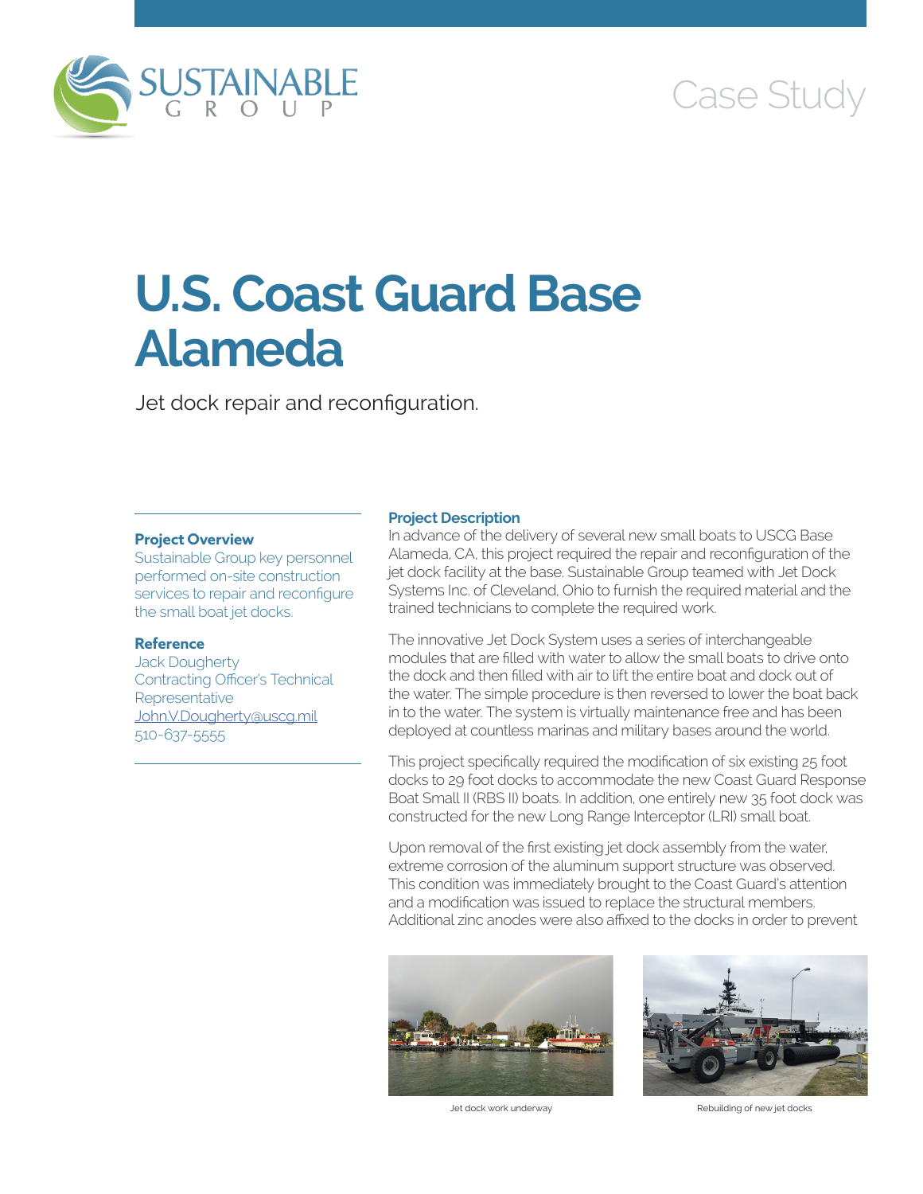SUSTAINABLE GROUP

Case Study

# U.S. Coast Guard Base Alameda

Jet dock repair and reconfiguration.

**Project Overview**

Sustainable Group key personnel performed on-site construction services to repair and reconfigure the small boat jet docks.

**Reference**

Jack Dougherty
Contracting Officer's Technical Representative
John.V.Dougherty@uscg.mil
510-637-5555

## Project Description

In advance of the delivery of several new small boats to USCG Base Alameda, CA, this project required the repair and reconfiguration of the jet dock facility at the base. Sustainable Group teamed with Jet Dock Systems Inc. of Cleveland, Ohio to furnish the required material and the trained technicians to complete the required work.

The innovative Jet Dock System uses a series of interchangeable modules that are filled with water to allow the small boats to drive onto the dock and then filled with air to lift the entire boat and dock out of the water. The simple procedure is then reversed to lower the boat back in to the water. The system is virtually maintenance free and has been deployed at countless marinas and military bases around the world.

This project specifically required the modification of six existing 25 foot docks to 29 foot docks to accommodate the new Coast Guard Response Boat Small II (RBS II) boats. In addition, one entirely new 35 foot dock was constructed for the new Long Range Interceptor (LRI) small boat.

Upon removal of the first existing jet dock assembly from the water, extreme corrosion of the aluminum support structure was observed. This condition was immediately brought to the Coast Guard's attention and a modification was issued to replace the structural members. Additional zinc anodes were also affixed to the docks in order to prevent

Jet dock work underway

Rebuilding of new jet docks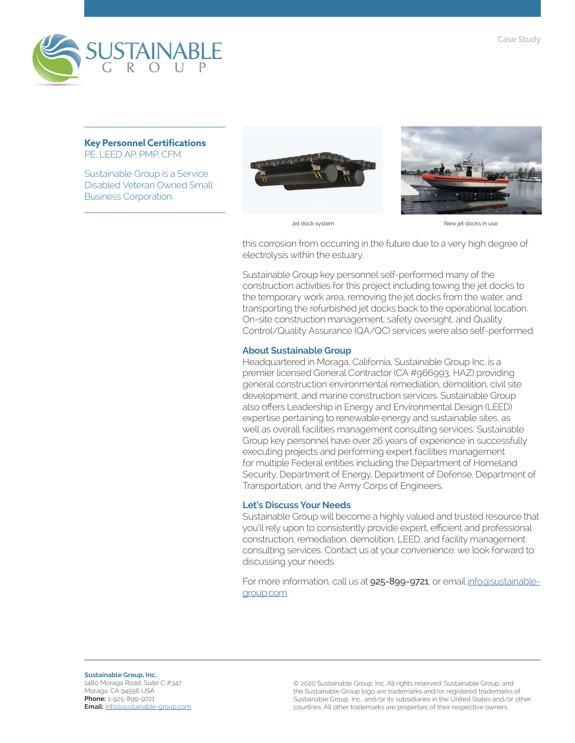**Key Personnel Certifications**
PE, LEED AP, PMP, CFM

Sustainable Group is a Service Disabled Veteran Owned Small Business Corporation.

Jet dock system

New jet docks in use

this corrosion from occurring in the future due to a very high degree of electrolysis within the estuary.

Sustainable Group key personnel self-performed many of the construction activities for this project including towing the jet docks to the temporary work area, removing the jet docks from the water, and transporting the refurbished jet docks back to the operational location. On-site construction management, safety oversight, and Quality Control/Quality Assurance (QA/QC) services were also self-performed.

### About Sustainable Group

Headquartered in Moraga, California, Sustainable Group Inc. is a premier licensed General Contractor (CA #966993, HAZ) providing general construction environmental remediation, demolition, civil site development, and marine construction services. Sustainable Group also offers Leadership in Energy and Environmental Design (LEED) expertise pertaining to renewable energy and sustainable sites, as well as overall facilities management consulting services. Sustainable Group key personnel have over 26 years of experience in successfully executing projects and performing expert facilities management for multiple Federal entities including the Department of Homeland Security, Department of Energy, Department of Defense, Department of Transportation, and the Army Corps of Engineers.

### Let's Discuss Your Needs

Sustainable Group will become a highly valued and trusted resource that you'll rely upon to consistently provide expert, efficient and professional construction, remediation, demolition, LEED, and facility management consulting services. Contact us at your convenience; we look forward to discussing your needs.

For more information, call us at **925-899-9721**, or email info@sustainable-group.com.

**Sustainable Group, Inc.**
1480 Moraga Road, Suite C #347
Moraga, CA 94556 USA
**Phone:** 1-925-899-9721
**Email:** info@sustainable-group.com

© 2020 Sustainable Group, Inc. All rights reserved. Sustainable Group, and the Sustainable Group logo are trademarks and/or registered trademarks of Sustainable Group, Inc., and/or its subsidiaries in the United States and/or other countries. All other trademarks are properties of their respective owners.